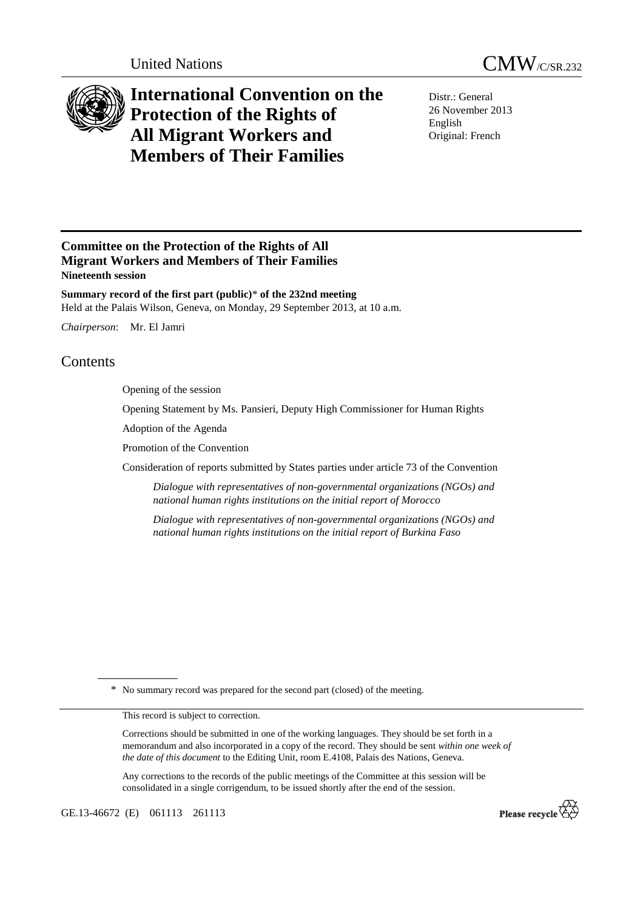United Nations CMW/C/SR.232

# International Convention on the Protection of the Rights of All Migrant Workers and Members of Their Families

Distr.: General
26 November 2013
English
Original: French

## Committee on the Protection of the Rights of All Migrant Workers and Members of Their Families

**Nineteenth session**

**Summary record of the first part (public)* of the 232nd meeting**
Held at the Palais Wilson, Geneva, on Monday, 29 September 2013, at 10 a.m.

*Chairperson*: Mr. El Jamri

## Contents

Opening of the session

Opening Statement by Ms. Pansieri, Deputy High Commissioner for Human Rights

Adoption of the Agenda

Promotion of the Convention

Consideration of reports submitted by States parties under article 73 of the Convention

*Dialogue with representatives of non-governmental organizations (NGOs) and national human rights institutions on the initial report of Morocco*

*Dialogue with representatives of non-governmental organizations (NGOs) and national human rights institutions on the initial report of Burkina Faso*

\* No summary record was prepared for the second part (closed) of the meeting.

This record is subject to correction.

Corrections should be submitted in one of the working languages. They should be set forth in a memorandum and also incorporated in a copy of the record. They should be sent *within one week of the date of this document* to the Editing Unit, room E.4108, Palais des Nations, Geneva.

Any corrections to the records of the public meetings of the Committee at this session will be consolidated in a single corrigendum, to be issued shortly after the end of the session.

GE.13-46672 (E) 061113 261113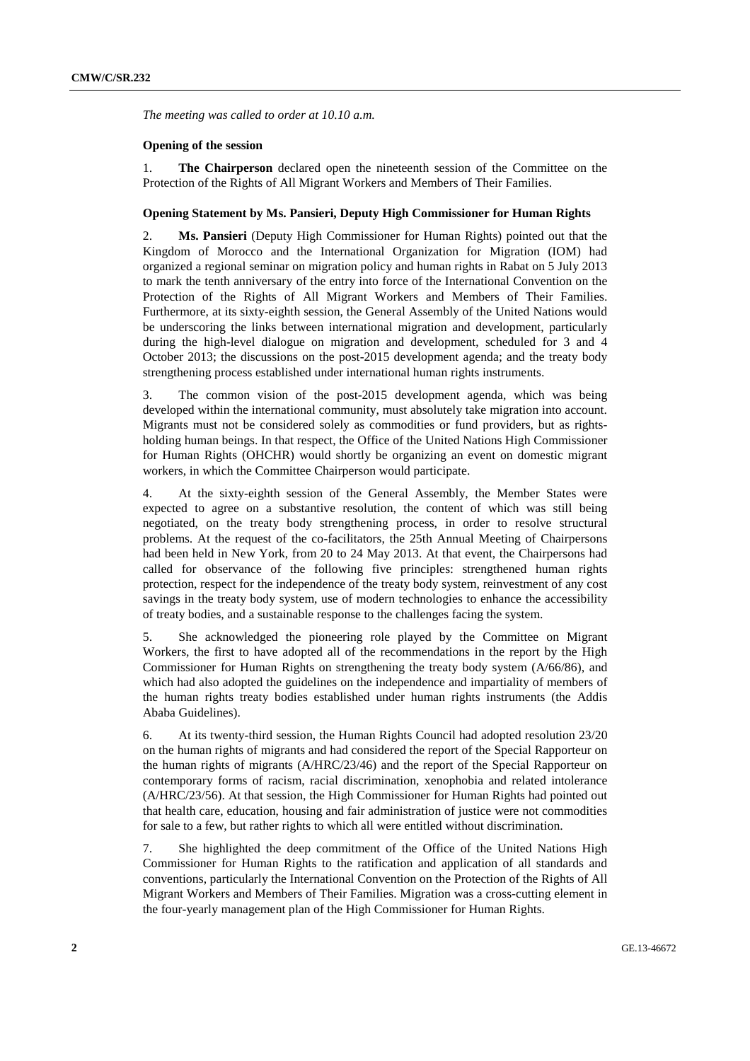*The meeting was called to order at 10.10 a.m.*

**Opening of the session**

1. **The Chairperson** declared open the nineteenth session of the Committee on the Protection of the Rights of All Migrant Workers and Members of Their Families.

**Opening Statement by Ms. Pansieri, Deputy High Commissioner for Human Rights**

2. **Ms. Pansieri** (Deputy High Commissioner for Human Rights) pointed out that the Kingdom of Morocco and the International Organization for Migration (IOM) had organized a regional seminar on migration policy and human rights in Rabat on 5 July 2013 to mark the tenth anniversary of the entry into force of the International Convention on the Protection of the Rights of All Migrant Workers and Members of Their Families. Furthermore, at its sixty-eighth session, the General Assembly of the United Nations would be underscoring the links between international migration and development, particularly during the high-level dialogue on migration and development, scheduled for 3 and 4 October 2013; the discussions on the post-2015 development agenda; and the treaty body strengthening process established under international human rights instruments.

3. The common vision of the post-2015 development agenda, which was being developed within the international community, must absolutely take migration into account. Migrants must not be considered solely as commodities or fund providers, but as rights-holding human beings. In that respect, the Office of the United Nations High Commissioner for Human Rights (OHCHR) would shortly be organizing an event on domestic migrant workers, in which the Committee Chairperson would participate.

4. At the sixty-eighth session of the General Assembly, the Member States were expected to agree on a substantive resolution, the content of which was still being negotiated, on the treaty body strengthening process, in order to resolve structural problems. At the request of the co-facilitators, the 25th Annual Meeting of Chairpersons had been held in New York, from 20 to 24 May 2013. At that event, the Chairpersons had called for observance of the following five principles: strengthened human rights protection, respect for the independence of the treaty body system, reinvestment of any cost savings in the treaty body system, use of modern technologies to enhance the accessibility of treaty bodies, and a sustainable response to the challenges facing the system.

5. She acknowledged the pioneering role played by the Committee on Migrant Workers, the first to have adopted all of the recommendations in the report by the High Commissioner for Human Rights on strengthening the treaty body system (A/66/86), and which had also adopted the guidelines on the independence and impartiality of members of the human rights treaty bodies established under human rights instruments (the Addis Ababa Guidelines).

6. At its twenty-third session, the Human Rights Council had adopted resolution 23/20 on the human rights of migrants and had considered the report of the Special Rapporteur on the human rights of migrants (A/HRC/23/46) and the report of the Special Rapporteur on contemporary forms of racism, racial discrimination, xenophobia and related intolerance (A/HRC/23/56). At that session, the High Commissioner for Human Rights had pointed out that health care, education, housing and fair administration of justice were not commodities for sale to a few, but rather rights to which all were entitled without discrimination.

7. She highlighted the deep commitment of the Office of the United Nations High Commissioner for Human Rights to the ratification and application of all standards and conventions, particularly the International Convention on the Protection of the Rights of All Migrant Workers and Members of Their Families. Migration was a cross-cutting element in the four-yearly management plan of the High Commissioner for Human Rights.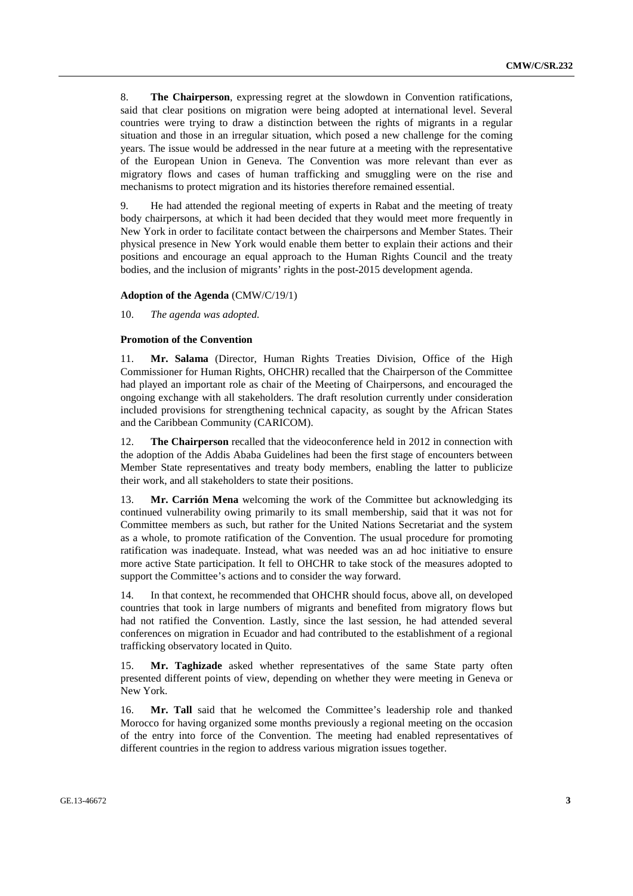8. **The Chairperson**, expressing regret at the slowdown in Convention ratifications, said that clear positions on migration were being adopted at international level. Several countries were trying to draw a distinction between the rights of migrants in a regular situation and those in an irregular situation, which posed a new challenge for the coming years. The issue would be addressed in the near future at a meeting with the representative of the European Union in Geneva. The Convention was more relevant than ever as migratory flows and cases of human trafficking and smuggling were on the rise and mechanisms to protect migration and its histories therefore remained essential.

9. He had attended the regional meeting of experts in Rabat and the meeting of treaty body chairpersons, at which it had been decided that they would meet more frequently in New York in order to facilitate contact between the chairpersons and Member States. Their physical presence in New York would enable them better to explain their actions and their positions and encourage an equal approach to the Human Rights Council and the treaty bodies, and the inclusion of migrants' rights in the post-2015 development agenda.

**Adoption of the Agenda** (CMW/C/19/1)

10. *The agenda was adopted.*

**Promotion of the Convention**

11. **Mr. Salama** (Director, Human Rights Treaties Division, Office of the High Commissioner for Human Rights, OHCHR) recalled that the Chairperson of the Committee had played an important role as chair of the Meeting of Chairpersons, and encouraged the ongoing exchange with all stakeholders. The draft resolution currently under consideration included provisions for strengthening technical capacity, as sought by the African States and the Caribbean Community (CARICOM).

12. **The Chairperson** recalled that the videoconference held in 2012 in connection with the adoption of the Addis Ababa Guidelines had been the first stage of encounters between Member State representatives and treaty body members, enabling the latter to publicize their work, and all stakeholders to state their positions.

13. **Mr. Carrión Mena** welcoming the work of the Committee but acknowledging its continued vulnerability owing primarily to its small membership, said that it was not for Committee members as such, but rather for the United Nations Secretariat and the system as a whole, to promote ratification of the Convention. The usual procedure for promoting ratification was inadequate. Instead, what was needed was an ad hoc initiative to ensure more active State participation. It fell to OHCHR to take stock of the measures adopted to support the Committee's actions and to consider the way forward.

14. In that context, he recommended that OHCHR should focus, above all, on developed countries that took in large numbers of migrants and benefited from migratory flows but had not ratified the Convention. Lastly, since the last session, he had attended several conferences on migration in Ecuador and had contributed to the establishment of a regional trafficking observatory located in Quito.

15. **Mr. Taghizade** asked whether representatives of the same State party often presented different points of view, depending on whether they were meeting in Geneva or New York.

16. **Mr. Tall** said that he welcomed the Committee's leadership role and thanked Morocco for having organized some months previously a regional meeting on the occasion of the entry into force of the Convention. The meeting had enabled representatives of different countries in the region to address various migration issues together.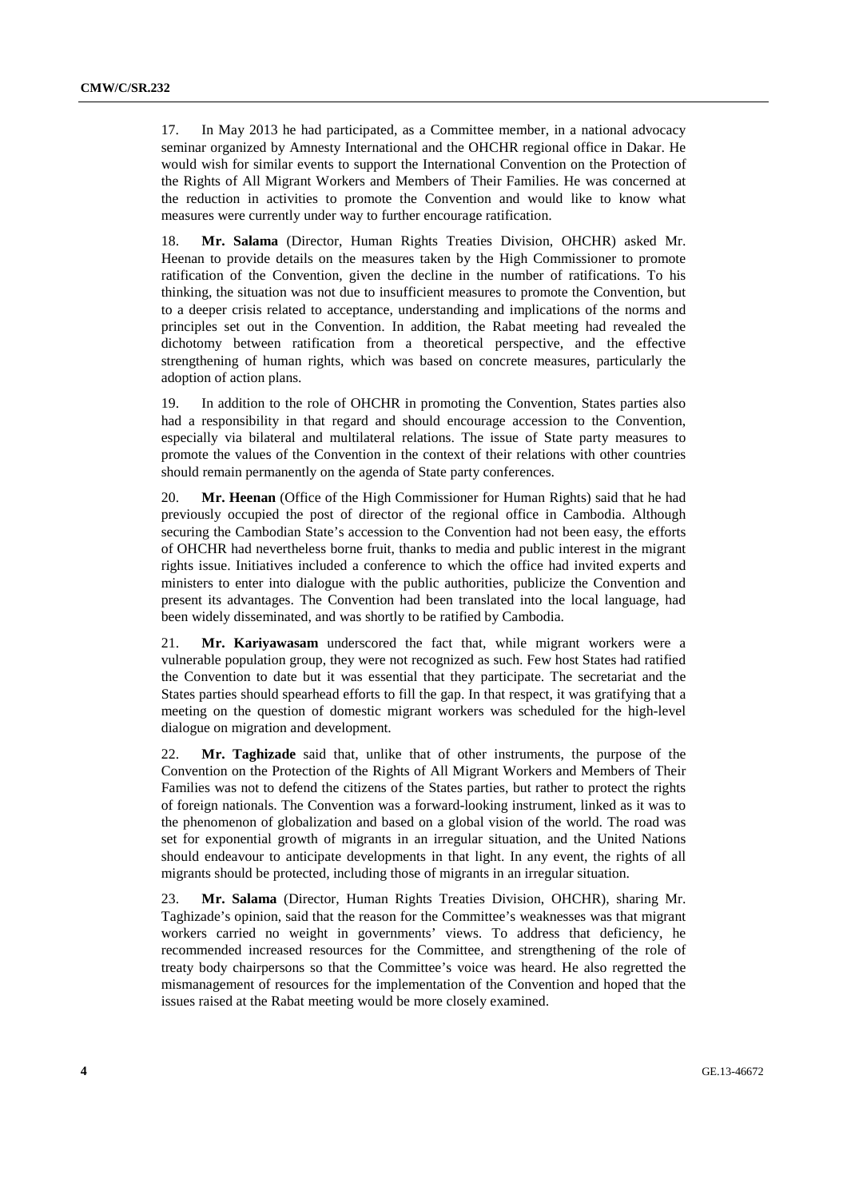17. In May 2013 he had participated, as a Committee member, in a national advocacy seminar organized by Amnesty International and the OHCHR regional office in Dakar. He would wish for similar events to support the International Convention on the Protection of the Rights of All Migrant Workers and Members of Their Families. He was concerned at the reduction in activities to promote the Convention and would like to know what measures were currently under way to further encourage ratification.

18. **Mr. Salama** (Director, Human Rights Treaties Division, OHCHR) asked Mr. Heenan to provide details on the measures taken by the High Commissioner to promote ratification of the Convention, given the decline in the number of ratifications. To his thinking, the situation was not due to insufficient measures to promote the Convention, but to a deeper crisis related to acceptance, understanding and implications of the norms and principles set out in the Convention. In addition, the Rabat meeting had revealed the dichotomy between ratification from a theoretical perspective, and the effective strengthening of human rights, which was based on concrete measures, particularly the adoption of action plans.

19. In addition to the role of OHCHR in promoting the Convention, States parties also had a responsibility in that regard and should encourage accession to the Convention, especially via bilateral and multilateral relations. The issue of State party measures to promote the values of the Convention in the context of their relations with other countries should remain permanently on the agenda of State party conferences.

20. **Mr. Heenan** (Office of the High Commissioner for Human Rights) said that he had previously occupied the post of director of the regional office in Cambodia. Although securing the Cambodian State's accession to the Convention had not been easy, the efforts of OHCHR had nevertheless borne fruit, thanks to media and public interest in the migrant rights issue. Initiatives included a conference to which the office had invited experts and ministers to enter into dialogue with the public authorities, publicize the Convention and present its advantages. The Convention had been translated into the local language, had been widely disseminated, and was shortly to be ratified by Cambodia.

21. **Mr. Kariyawasam** underscored the fact that, while migrant workers were a vulnerable population group, they were not recognized as such. Few host States had ratified the Convention to date but it was essential that they participate. The secretariat and the States parties should spearhead efforts to fill the gap. In that respect, it was gratifying that a meeting on the question of domestic migrant workers was scheduled for the high-level dialogue on migration and development.

22. **Mr. Taghizade** said that, unlike that of other instruments, the purpose of the Convention on the Protection of the Rights of All Migrant Workers and Members of Their Families was not to defend the citizens of the States parties, but rather to protect the rights of foreign nationals. The Convention was a forward-looking instrument, linked as it was to the phenomenon of globalization and based on a global vision of the world. The road was set for exponential growth of migrants in an irregular situation, and the United Nations should endeavour to anticipate developments in that light. In any event, the rights of all migrants should be protected, including those of migrants in an irregular situation.

23. **Mr. Salama** (Director, Human Rights Treaties Division, OHCHR), sharing Mr. Taghizade's opinion, said that the reason for the Committee's weaknesses was that migrant workers carried no weight in governments' views. To address that deficiency, he recommended increased resources for the Committee, and strengthening of the role of treaty body chairpersons so that the Committee's voice was heard. He also regretted the mismanagement of resources for the implementation of the Convention and hoped that the issues raised at the Rabat meeting would be more closely examined.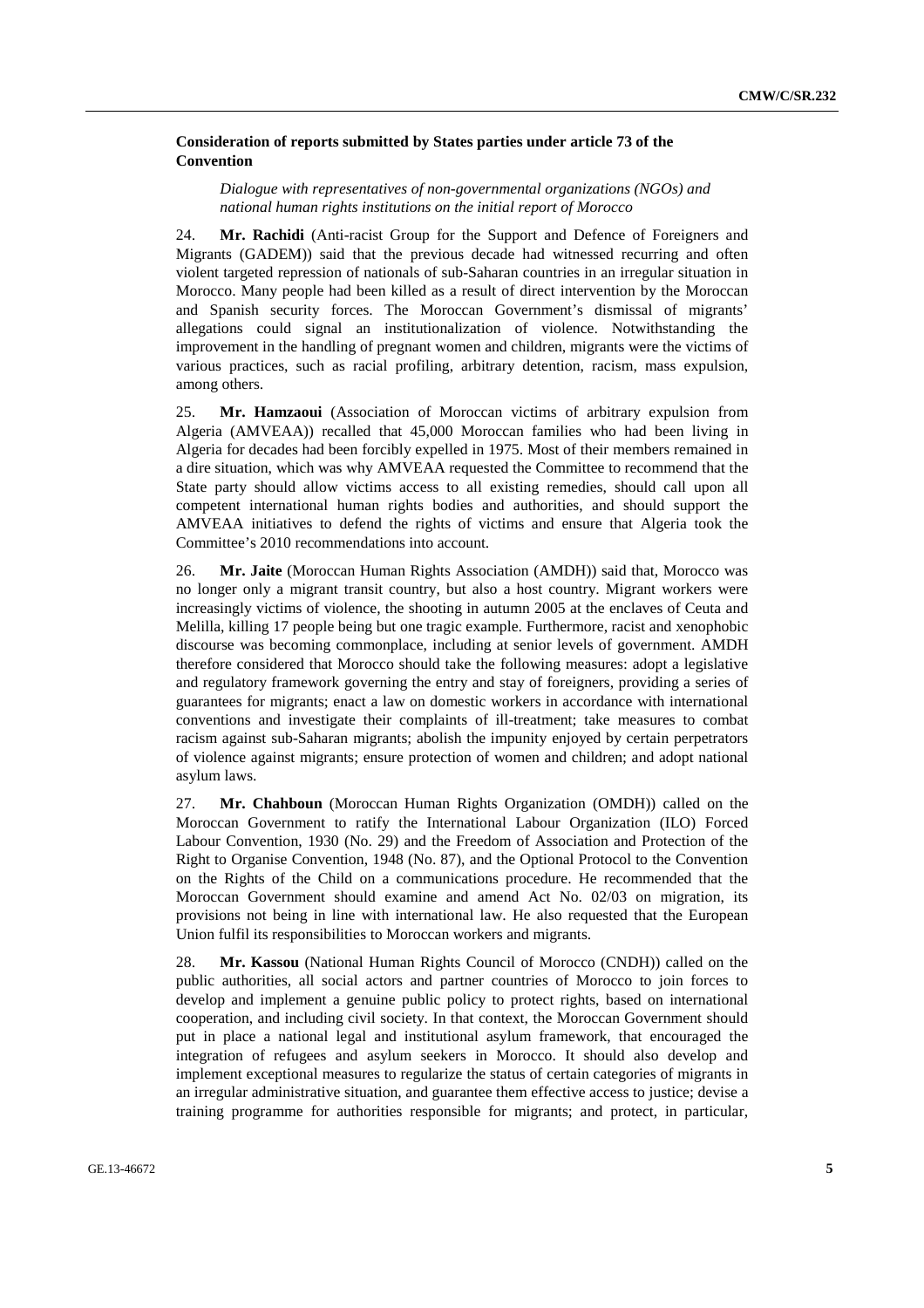**Consideration of reports submitted by States parties under article 73 of the Convention**

*Dialogue with representatives of non-governmental organizations (NGOs) and national human rights institutions on the initial report of Morocco*

24. **Mr. Rachidi** (Anti-racist Group for the Support and Defence of Foreigners and Migrants (GADEM)) said that the previous decade had witnessed recurring and often violent targeted repression of nationals of sub-Saharan countries in an irregular situation in Morocco. Many people had been killed as a result of direct intervention by the Moroccan and Spanish security forces. The Moroccan Government's dismissal of migrants' allegations could signal an institutionalization of violence. Notwithstanding the improvement in the handling of pregnant women and children, migrants were the victims of various practices, such as racial profiling, arbitrary detention, racism, mass expulsion, among others.

25. **Mr. Hamzaoui** (Association of Moroccan victims of arbitrary expulsion from Algeria (AMVEAA)) recalled that 45,000 Moroccan families who had been living in Algeria for decades had been forcibly expelled in 1975. Most of their members remained in a dire situation, which was why AMVEAA requested the Committee to recommend that the State party should allow victims access to all existing remedies, should call upon all competent international human rights bodies and authorities, and should support the AMVEAA initiatives to defend the rights of victims and ensure that Algeria took the Committee's 2010 recommendations into account.

26. **Mr. Jaite** (Moroccan Human Rights Association (AMDH)) said that, Morocco was no longer only a migrant transit country, but also a host country. Migrant workers were increasingly victims of violence, the shooting in autumn 2005 at the enclaves of Ceuta and Melilla, killing 17 people being but one tragic example. Furthermore, racist and xenophobic discourse was becoming commonplace, including at senior levels of government. AMDH therefore considered that Morocco should take the following measures: adopt a legislative and regulatory framework governing the entry and stay of foreigners, providing a series of guarantees for migrants; enact a law on domestic workers in accordance with international conventions and investigate their complaints of ill-treatment; take measures to combat racism against sub-Saharan migrants; abolish the impunity enjoyed by certain perpetrators of violence against migrants; ensure protection of women and children; and adopt national asylum laws.

27. **Mr. Chahboun** (Moroccan Human Rights Organization (OMDH)) called on the Moroccan Government to ratify the International Labour Organization (ILO) Forced Labour Convention, 1930 (No. 29) and the Freedom of Association and Protection of the Right to Organise Convention, 1948 (No. 87), and the Optional Protocol to the Convention on the Rights of the Child on a communications procedure. He recommended that the Moroccan Government should examine and amend Act No. 02/03 on migration, its provisions not being in line with international law. He also requested that the European Union fulfil its responsibilities to Moroccan workers and migrants.

28. **Mr. Kassou** (National Human Rights Council of Morocco (CNDH)) called on the public authorities, all social actors and partner countries of Morocco to join forces to develop and implement a genuine public policy to protect rights, based on international cooperation, and including civil society. In that context, the Moroccan Government should put in place a national legal and institutional asylum framework, that encouraged the integration of refugees and asylum seekers in Morocco. It should also develop and implement exceptional measures to regularize the status of certain categories of migrants in an irregular administrative situation, and guarantee them effective access to justice; devise a training programme for authorities responsible for migrants; and protect, in particular,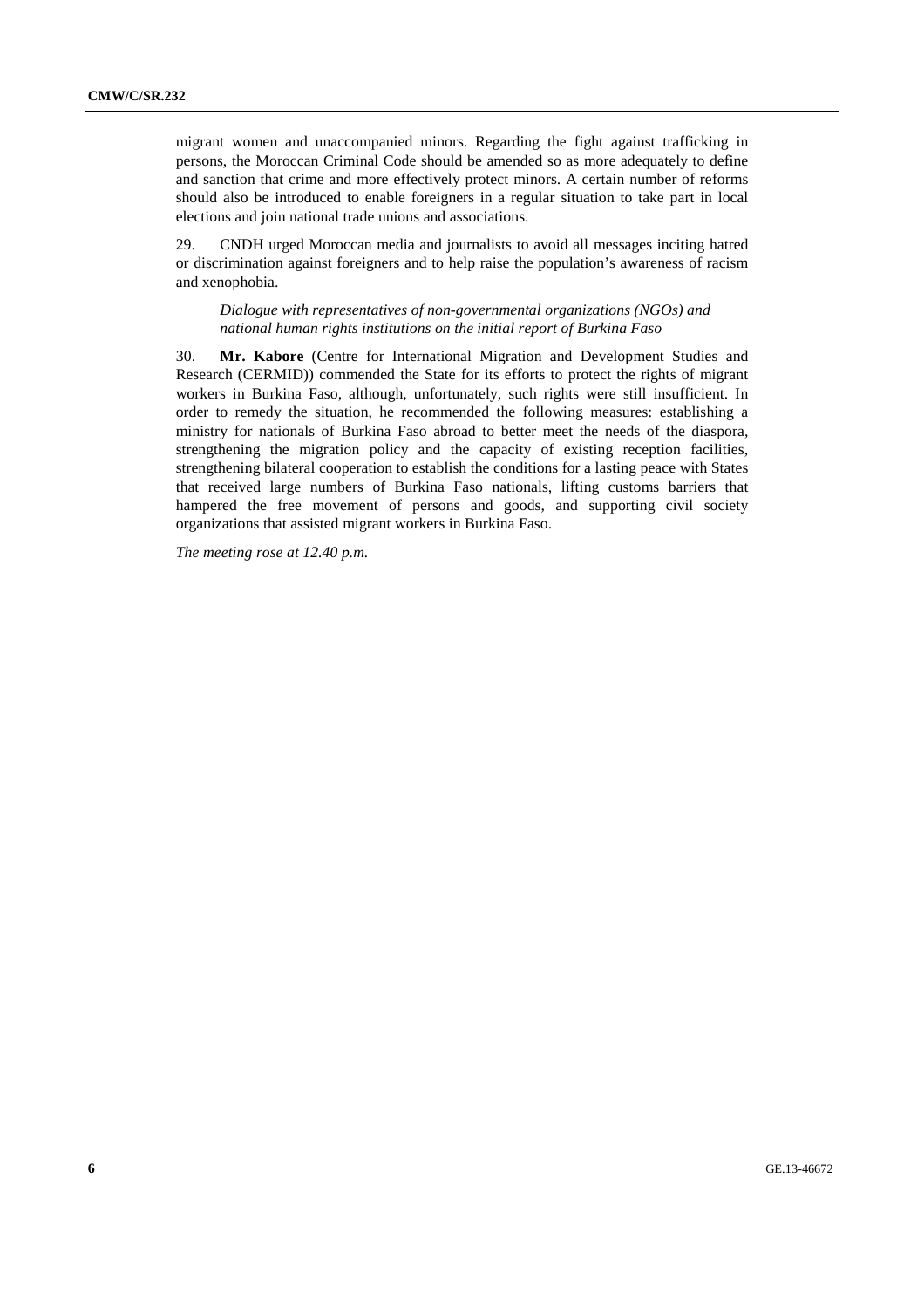migrant women and unaccompanied minors. Regarding the fight against trafficking in persons, the Moroccan Criminal Code should be amended so as more adequately to define and sanction that crime and more effectively protect minors. A certain number of reforms should also be introduced to enable foreigners in a regular situation to take part in local elections and join national trade unions and associations.

29. CNDH urged Moroccan media and journalists to avoid all messages inciting hatred or discrimination against foreigners and to help raise the population's awareness of racism and xenophobia.

*Dialogue with representatives of non-governmental organizations (NGOs) and national human rights institutions on the initial report of Burkina Faso*

30. **Mr. Kabore** (Centre for International Migration and Development Studies and Research (CERMID)) commended the State for its efforts to protect the rights of migrant workers in Burkina Faso, although, unfortunately, such rights were still insufficient. In order to remedy the situation, he recommended the following measures: establishing a ministry for nationals of Burkina Faso abroad to better meet the needs of the diaspora, strengthening the migration policy and the capacity of existing reception facilities, strengthening bilateral cooperation to establish the conditions for a lasting peace with States that received large numbers of Burkina Faso nationals, lifting customs barriers that hampered the free movement of persons and goods, and supporting civil society organizations that assisted migrant workers in Burkina Faso.

*The meeting rose at 12.40 p.m.*